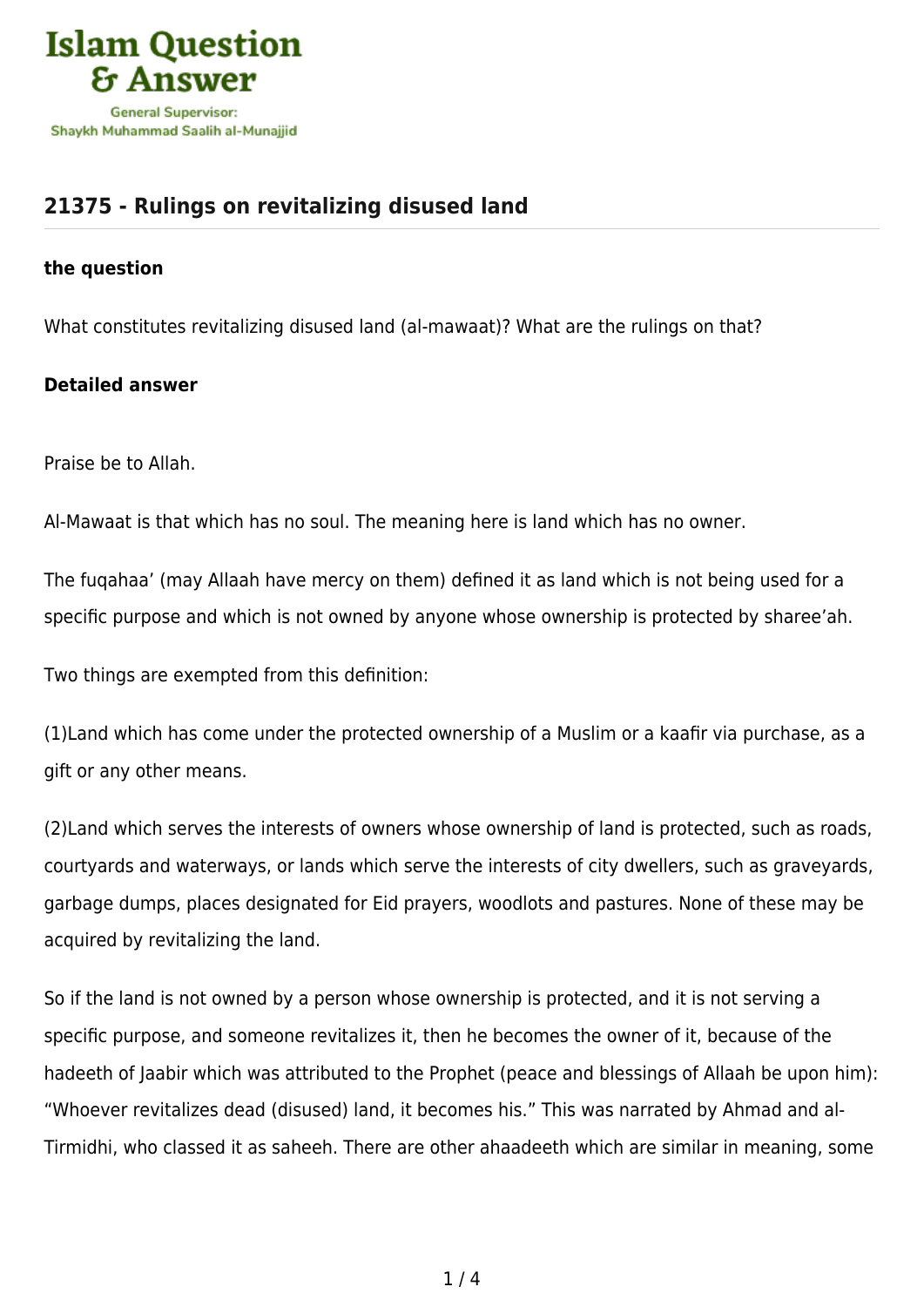## 21375 - Rulings on revitalizing disused land

### the question

What constitutes revitalizing disused land (al-mawaat)? What are the rulings on that?

### Detailed answer

Praise be to Allah.

Al-Mawaat is that which has no soul. The meaning here is land which has no owner.

The fuqahaa' (may Allaah have mercy on them) defined it as land which is not being used for a specific purpose and which is not owned by anyone whose ownership is protected by sharee'ah.

Two things are exempted from this definition:

(1)Land which has come under the protected ownership of a Muslim or a kaafir via purchase, as a gift or any other means.

(2)Land which serves the interests of owners whose ownership of land is protected, such as roads, courtyards and waterways, or lands which serve the interests of city dwellers, such as graveyards, garbage dumps, places designated for Eid prayers, woodlots and pastures. None of these may be acquired by revitalizing the land.

So if the land is not owned by a person whose ownership is protected, and it is not serving a specific purpose, and someone revitalizes it, then he becomes the owner of it, because of the hadeeth of Jaabir which was attributed to the Prophet (peace and blessings of Allaah be upon him): "Whoever revitalizes dead (disused) land, it becomes his." This was narrated by Ahmad and al-Tirmidhi, who classed it as saheeh. There are other ahaadeeth which are similar in meaning, some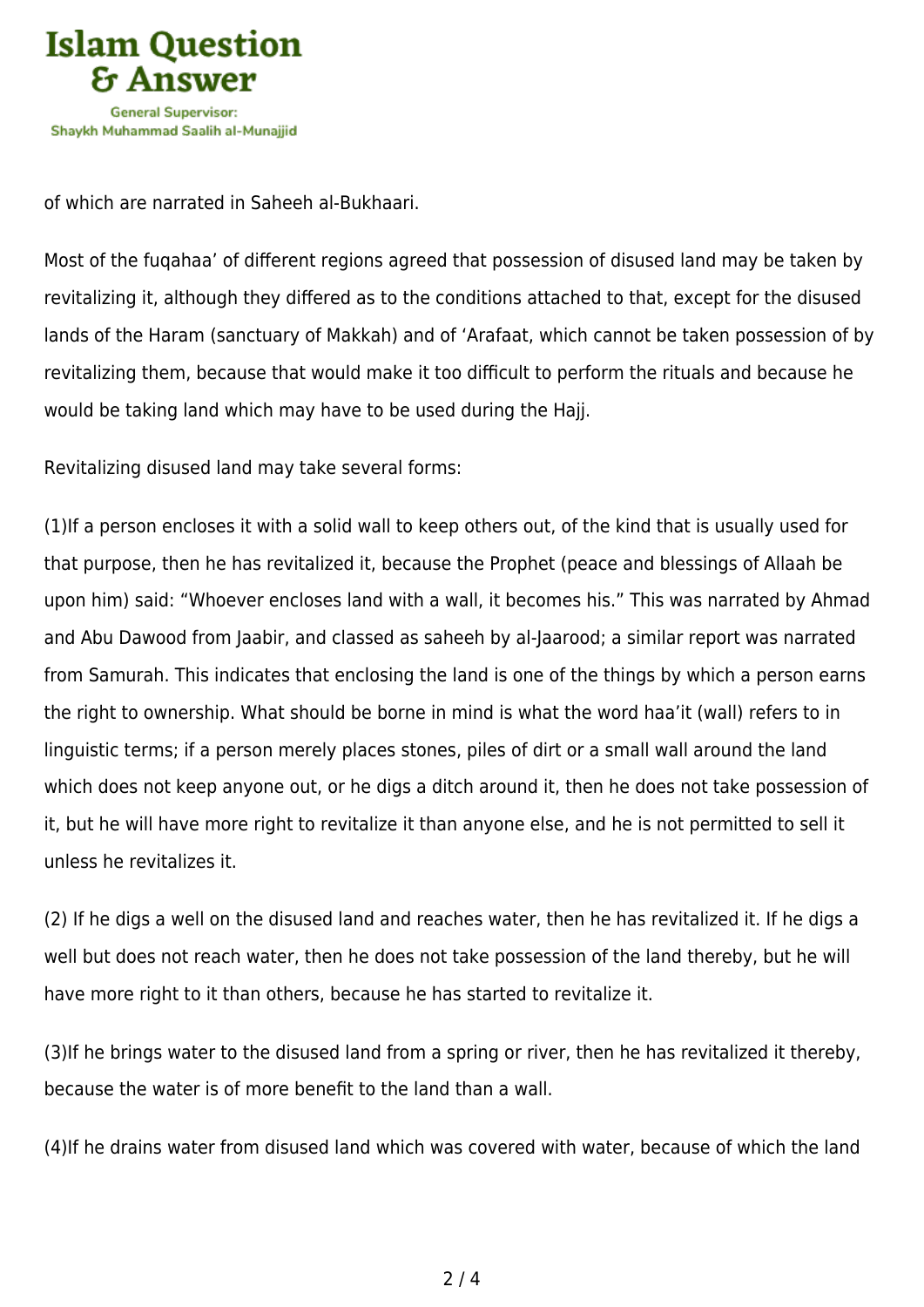of which are narrated in Saheeh al-Bukhaari.

Most of the fuqahaa' of different regions agreed that possession of disused land may be taken by revitalizing it, although they differed as to the conditions attached to that, except for the disused lands of the Haram (sanctuary of Makkah) and of 'Arafaat, which cannot be taken possession of by revitalizing them, because that would make it too difficult to perform the rituals and because he would be taking land which may have to be used during the Hajj.

Revitalizing disused land may take several forms:

(1)If a person encloses it with a solid wall to keep others out, of the kind that is usually used for that purpose, then he has revitalized it, because the Prophet (peace and blessings of Allaah be upon him) said: "Whoever encloses land with a wall, it becomes his." This was narrated by Ahmad and Abu Dawood from Jaabir, and classed as saheeh by al-Jaarood; a similar report was narrated from Samurah. This indicates that enclosing the land is one of the things by which a person earns the right to ownership. What should be borne in mind is what the word haa'it (wall) refers to in linguistic terms; if a person merely places stones, piles of dirt or a small wall around the land which does not keep anyone out, or he digs a ditch around it, then he does not take possession of it, but he will have more right to revitalize it than anyone else, and he is not permitted to sell it unless he revitalizes it.

(2) If he digs a well on the disused land and reaches water, then he has revitalized it. If he digs a well but does not reach water, then he does not take possession of the land thereby, but he will have more right to it than others, because he has started to revitalize it.

(3)If he brings water to the disused land from a spring or river, then he has revitalized it thereby, because the water is of more benefit to the land than a wall.

(4)If he drains water from disused land which was covered with water, because of which the land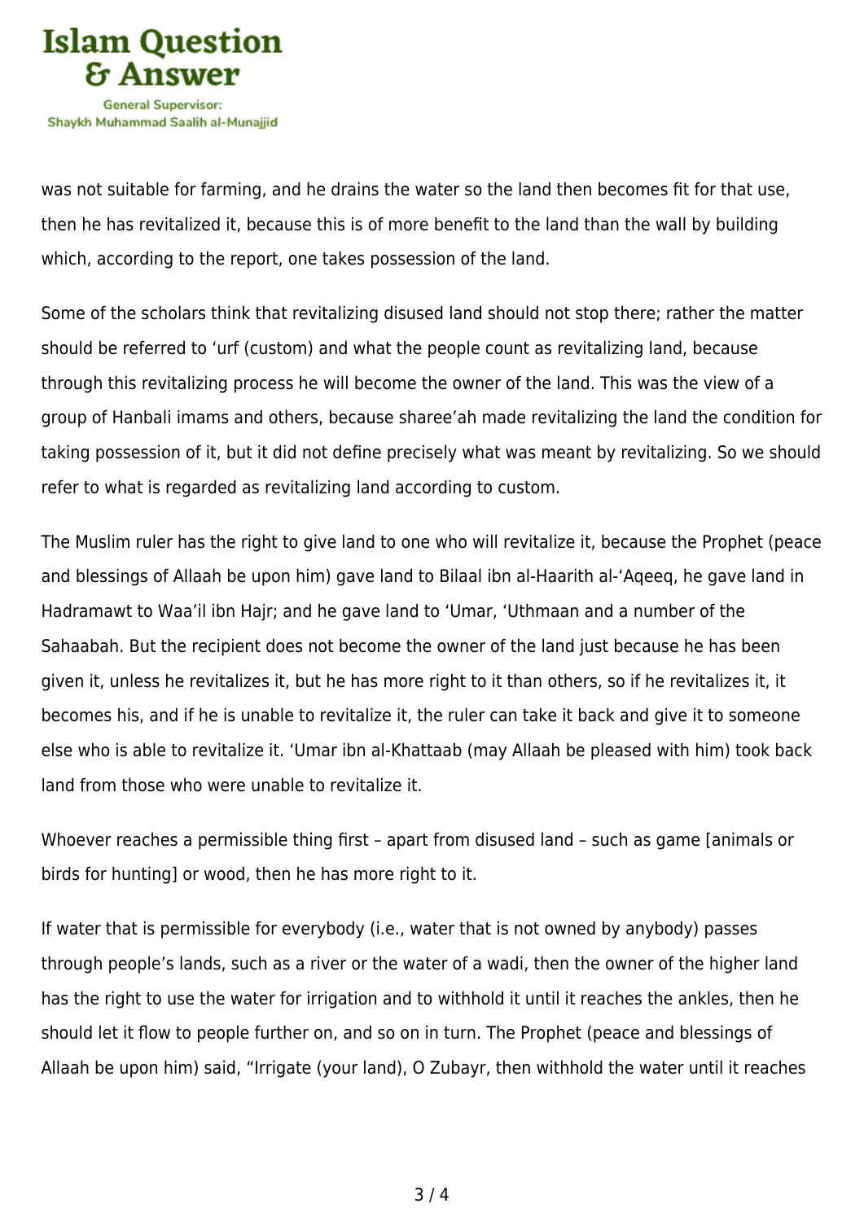was not suitable for farming, and he drains the water so the land then becomes fit for that use, then he has revitalized it, because this is of more benefit to the land than the wall by building which, according to the report, one takes possession of the land.

Some of the scholars think that revitalizing disused land should not stop there; rather the matter should be referred to ‘urf (custom) and what the people count as revitalizing land, because through this revitalizing process he will become the owner of the land. This was the view of a group of Hanbali imams and others, because sharee’ah made revitalizing the land the condition for taking possession of it, but it did not define precisely what was meant by revitalizing. So we should refer to what is regarded as revitalizing land according to custom.

The Muslim ruler has the right to give land to one who will revitalize it, because the Prophet (peace and blessings of Allaah be upon him) gave land to Bilaal ibn al-Haarith al-‘Aqeeq, he gave land in Hadramawt to Waa’il ibn Hajr; and he gave land to ‘Umar, ‘Uthmaan and a number of the Sahaabah. But the recipient does not become the owner of the land just because he has been given it, unless he revitalizes it, but he has more right to it than others, so if he revitalizes it, it becomes his, and if he is unable to revitalize it, the ruler can take it back and give it to someone else who is able to revitalize it. ‘Umar ibn al-Khattaab (may Allaah be pleased with him) took back land from those who were unable to revitalize it.

Whoever reaches a permissible thing first – apart from disused land – such as game [animals or birds for hunting] or wood, then he has more right to it.

If water that is permissible for everybody (i.e., water that is not owned by anybody) passes through people’s lands, such as a river or the water of a wadi, then the owner of the higher land has the right to use the water for irrigation and to withhold it until it reaches the ankles, then he should let it flow to people further on, and so on in turn. The Prophet (peace and blessings of Allaah be upon him) said, “Irrigate (your land), O Zubayr, then withhold the water until it reaches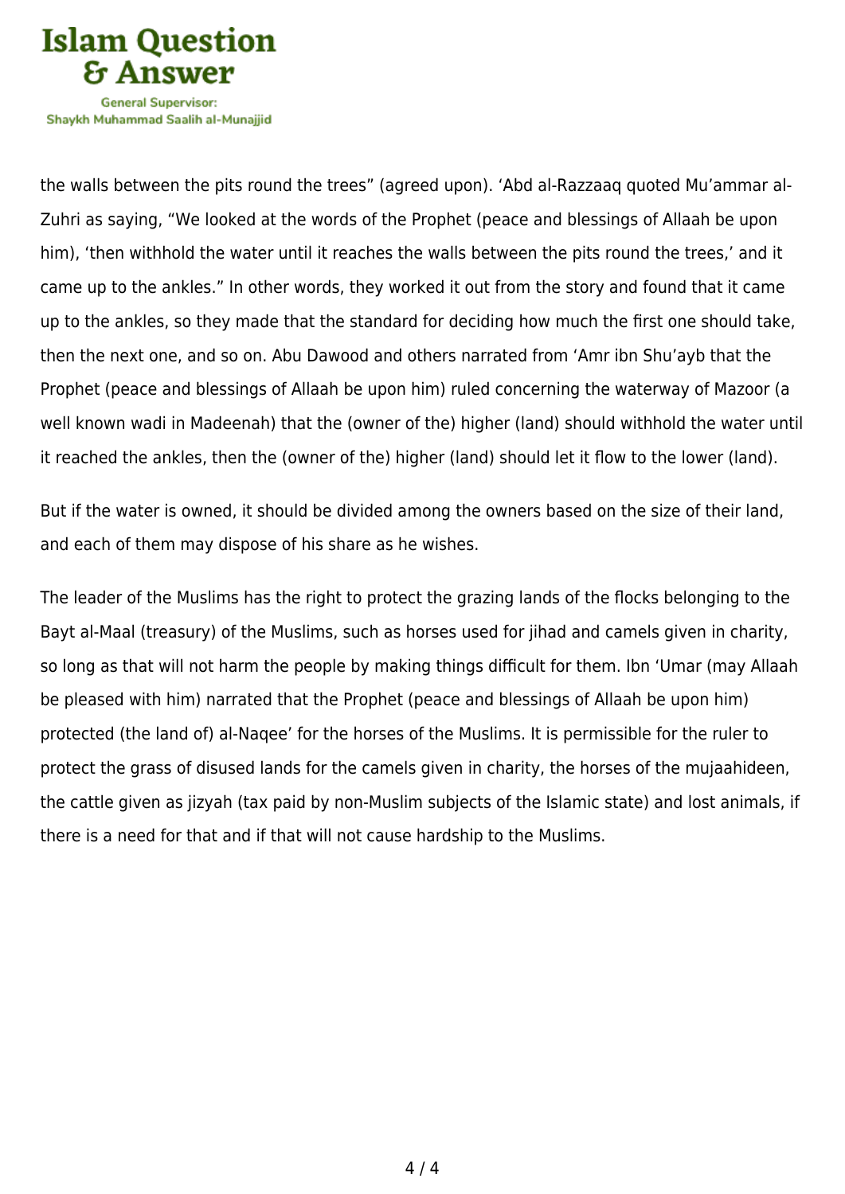the walls between the pits round the trees" (agreed upon). 'Abd al-Razzaaq quoted Mu'ammar al-Zuhri as saying, "We looked at the words of the Prophet (peace and blessings of Allaah be upon him), 'then withhold the water until it reaches the walls between the pits round the trees,' and it came up to the ankles." In other words, they worked it out from the story and found that it came up to the ankles, so they made that the standard for deciding how much the first one should take, then the next one, and so on. Abu Dawood and others narrated from 'Amr ibn Shu'ayb that the Prophet (peace and blessings of Allaah be upon him) ruled concerning the waterway of Mazoor (a well known wadi in Madeenah) that the (owner of the) higher (land) should withhold the water until it reached the ankles, then the (owner of the) higher (land) should let it flow to the lower (land).

But if the water is owned, it should be divided among the owners based on the size of their land, and each of them may dispose of his share as he wishes.

The leader of the Muslims has the right to protect the grazing lands of the flocks belonging to the Bayt al-Maal (treasury) of the Muslims, such as horses used for jihad and camels given in charity, so long as that will not harm the people by making things difficult for them. Ibn 'Umar (may Allaah be pleased with him) narrated that the Prophet (peace and blessings of Allaah be upon him) protected (the land of) al-Naqee' for the horses of the Muslims. It is permissible for the ruler to protect the grass of disused lands for the camels given in charity, the horses of the mujaahideen, the cattle given as jizyah (tax paid by non-Muslim subjects of the Islamic state) and lost animals, if there is a need for that and if that will not cause hardship to the Muslims.